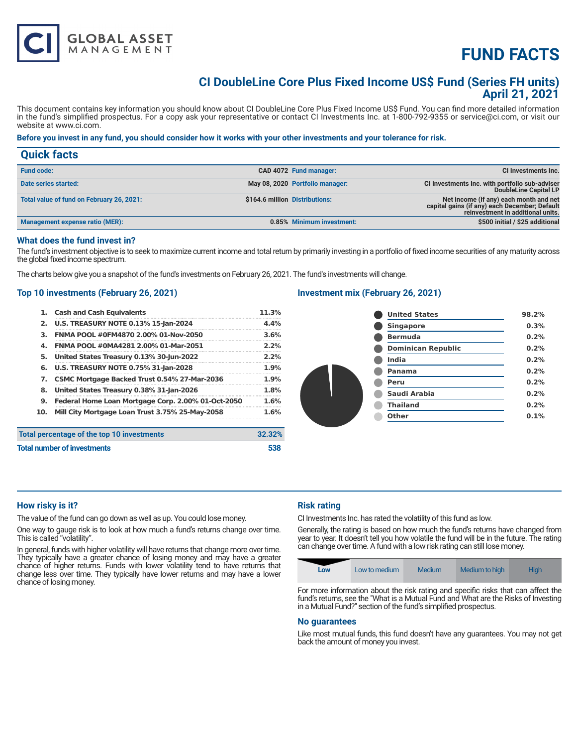# FUND FACTS

## CI DoubleLine Core Plus Fixed Income US$ Fund (Series FH units)
## April 21, 2021

This document contains key information you should know about CI DoubleLine Core Plus Fixed Income US$ Fund. You can find more detailed information in the fund's simplified prospectus. For a copy ask your representative or contact CI Investments Inc. at 1-800-792-9355 or service@ci.com, or visit our website at www.ci.com.

**Before you invest in any fund, you should consider how it works with your other investments and your tolerance for risk.**

## Quick facts

| | | | |
|---|---|---|---|
| **Fund code:** | CAD 4072 | **Fund manager:** | CI Investments Inc. |
| **Date series started:** | May 08, 2020 | **Portfolio manager:** | CI Investments Inc. with portfolio sub-adviser DoubleLine Capital LP |
| **Total value of fund on February 26, 2021:** | $164.6 million | **Distributions:** | Net income (if any) each month and net capital gains (if any) each December; Default reinvestment in additional units. |
| **Management expense ratio (MER):** | 0.85% | **Minimum investment:** | $500 initial / $25 additional |

### What does the fund invest in?

The fund's investment objective is to seek to maximize current income and total return by primarily investing in a portfolio of fixed income securities of any maturity across the global fixed income spectrum.

The charts below give you a snapshot of the fund's investments on February 26, 2021. The fund's investments will change.

### Top 10 investments (February 26, 2021)

| | | |
|---|---|---|
| 1. | Cash and Cash Equivalents | 11.3% |
| 2. | U.S. TREASURY NOTE 0.13% 15-Jan-2024 | 4.4% |
| 3. | FNMA POOL #0FM4870 2.00% 01-Nov-2050 | 3.6% |
| 4. | FNMA POOL #0MA4281 2.00% 01-Mar-2051 | 2.2% |
| 5. | United States Treasury 0.13% 30-Jun-2022 | 2.2% |
| 6. | U.S. TREASURY NOTE 0.75% 31-Jan-2028 | 1.9% |
| 7. | CSMC Mortgage Backed Trust 0.54% 27-Mar-2036 | 1.9% |
| 8. | United States Treasury 0.38% 31-Jan-2026 | 1.8% |
| 9. | Federal Home Loan Mortgage Corp. 2.00% 01-Oct-2050 | 1.6% |
| 10. | Mill City Mortgage Loan Trust 3.75% 25-May-2058 | 1.6% |
| | **Total percentage of the top 10 investments** | **32.32%** |
| | **Total number of investments** | **538** |

### Investment mix (February 26, 2021)

| Country | % |
|---|---|
| United States | 98.2% |
| Singapore | 0.3% |
| Bermuda | 0.2% |
| Dominican Republic | 0.2% |
| India | 0.2% |
| Panama | 0.2% |
| Peru | 0.2% |
| Saudi Arabia | 0.2% |
| Thailand | 0.2% |
| Other | 0.1% |

### How risky is it?

The value of the fund can go down as well as up. You could lose money.

One way to gauge risk is to look at how much a fund's returns change over time. This is called "volatility".

In general, funds with higher volatility will have returns that change more over time. They typically have a greater chance of losing money and may have a greater chance of higher returns. Funds with lower volatility tend to have returns that change less over time. They typically have lower returns and may have a lower chance of losing money.

### Risk rating

CI Investments Inc. has rated the volatility of this fund as low.

Generally, the rating is based on how much the fund's returns have changed from year to year. It doesn't tell you how volatile the fund will be in the future. The rating can change over time. A fund with a low risk rating can still lose money.

| **Low** | Low to medium | Medium | Medium to high | High |
|---|---|---|---|---|

For more information about the risk rating and specific risks that can affect the fund's returns, see the "What is a Mutual Fund and What are the Risks of Investing in a Mutual Fund?" section of the fund's simplified prospectus.

### No guarantees

Like most mutual funds, this fund doesn't have any guarantees. You may not get back the amount of money you invest.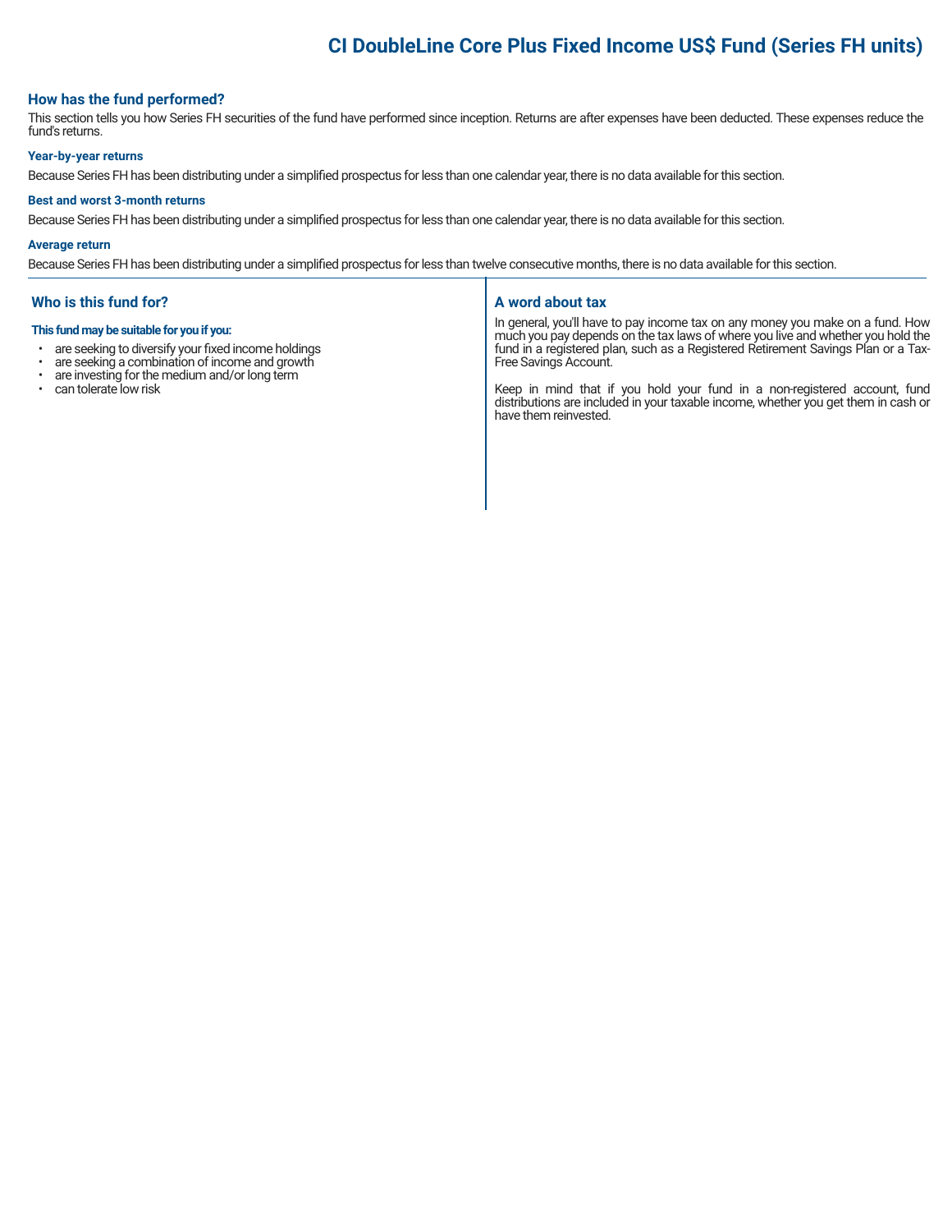# CI DoubleLine Core Plus Fixed Income US$ Fund (Series FH units)

## How has the fund performed?

This section tells you how Series FH securities of the fund have performed since inception. Returns are after expenses have been deducted. These expenses reduce the fund's returns.

### Year-by-year returns

Because Series FH has been distributing under a simplified prospectus for less than one calendar year, there is no data available for this section.

### Best and worst 3-month returns

Because Series FH has been distributing under a simplified prospectus for less than one calendar year, there is no data available for this section.

### Average return

Because Series FH has been distributing under a simplified prospectus for less than twelve consecutive months, there is no data available for this section.

## Who is this fund for?

**This fund may be suitable for you if you:**

- are seeking to diversify your fixed income holdings
- are seeking a combination of income and growth
- are investing for the medium and/or long term
- can tolerate low risk

## A word about tax

In general, you'll have to pay income tax on any money you make on a fund. How much you pay depends on the tax laws of where you live and whether you hold the fund in a registered plan, such as a Registered Retirement Savings Plan or a Tax-Free Savings Account.

Keep in mind that if you hold your fund in a non-registered account, fund distributions are included in your taxable income, whether you get them in cash or have them reinvested.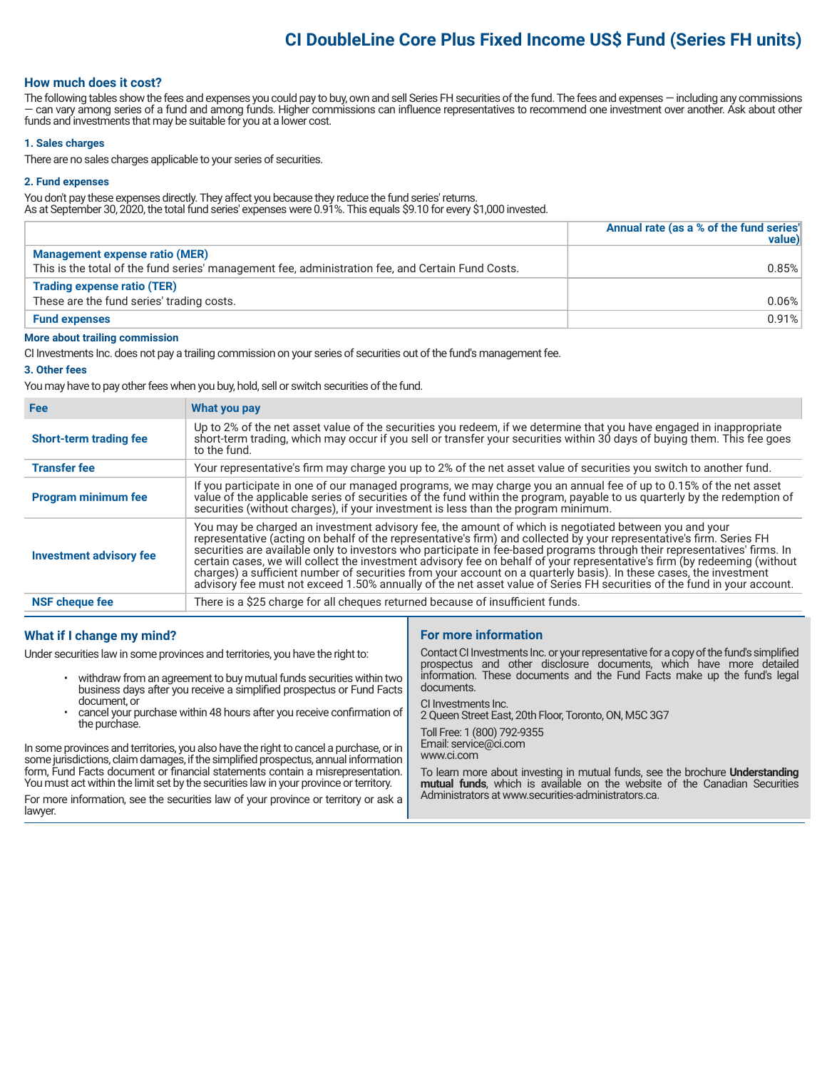# CI DoubleLine Core Plus Fixed Income US$ Fund (Series FH units)

## How much does it cost?

The following tables show the fees and expenses you could pay to buy, own and sell Series FH securities of the fund. The fees and expenses — including any commissions — can vary among series of a fund and among funds. Higher commissions can influence representatives to recommend one investment over another. Ask about other funds and investments that may be suitable for you at a lower cost.

### 1. Sales charges

There are no sales charges applicable to your series of securities.

### 2. Fund expenses

You don't pay these expenses directly. They affect you because they reduce the fund series' returns.
As at September 30, 2020, the total fund series' expenses were 0.91%. This equals $9.10 for every $1,000 invested.

| | Annual rate (as a % of the fund series' value) |
|---|---|
| **Management expense ratio (MER)**<br>This is the total of the fund series' management fee, administration fee, and Certain Fund Costs. | 0.85% |
| **Trading expense ratio (TER)**<br>These are the fund series' trading costs. | 0.06% |
| **Fund expenses** | 0.91% |

#### More about trailing commission

CI Investments Inc. does not pay a trailing commission on your series of securities out of the fund's management fee.

### 3. Other fees

You may have to pay other fees when you buy, hold, sell or switch securities of the fund.

| Fee | What you pay |
|---|---|
| **Short-term trading fee** | Up to 2% of the net asset value of the securities you redeem, if we determine that you have engaged in inappropriate short-term trading, which may occur if you sell or transfer your securities within 30 days of buying them. This fee goes to the fund. |
| **Transfer fee** | Your representative's firm may charge you up to 2% of the net asset value of securities you switch to another fund. |
| **Program minimum fee** | If you participate in one of our managed programs, we may charge you an annual fee of up to 0.15% of the net asset value of the applicable series of securities of the fund within the program, payable to us quarterly by the redemption of securities (without charges), if your investment is less than the program minimum. |
| **Investment advisory fee** | You may be charged an investment advisory fee, the amount of which is negotiated between you and your representative (acting on behalf of the representative's firm) and collected by your representative's firm. Series FH securities are available only to investors who participate in fee-based programs through their representatives' firms. In certain cases, we will collect the investment advisory fee on behalf of your representative's firm (by redeeming (without charges) a sufficient number of securities from your account on a quarterly basis). In these cases, the investment advisory fee must not exceed 1.50% annually of the net asset value of Series FH securities of the fund in your account. |
| **NSF cheque fee** | There is a $25 charge for all cheques returned because of insufficient funds. |

## What if I change my mind?

Under securities law in some provinces and territories, you have the right to:

- withdraw from an agreement to buy mutual funds securities within two business days after you receive a simplified prospectus or Fund Facts document, or
- cancel your purchase within 48 hours after you receive confirmation of the purchase.

In some provinces and territories, you also have the right to cancel a purchase, or in some jurisdictions, claim damages, if the simplified prospectus, annual information form, Fund Facts document or financial statements contain a misrepresentation. You must act within the limit set by the securities law in your province or territory.

For more information, see the securities law of your province or territory or ask a lawyer.

## For more information

Contact CI Investments Inc. or your representative for a copy of the fund's simplified prospectus and other disclosure documents, which have more detailed information. These documents and the Fund Facts make up the fund's legal documents.

CI Investments Inc.
2 Queen Street East, 20th Floor, Toronto, ON, M5C 3G7

Toll Free: 1 (800) 792-9355
Email: service@ci.com
www.ci.com

To learn more about investing in mutual funds, see the brochure **Understanding mutual funds**, which is available on the website of the Canadian Securities Administrators at www.securities-administrators.ca.